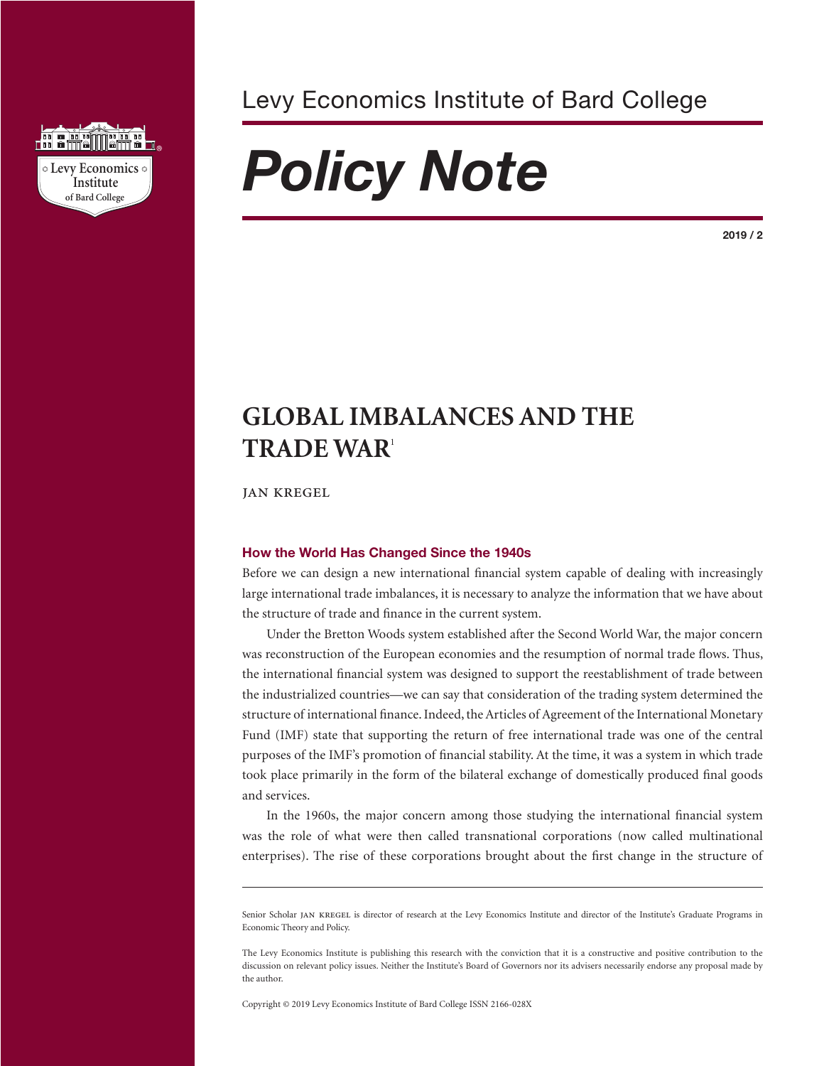Levy Economics Institute of Bard College

# *Policy Note*

2019 / 2

## GLOBAL IMBALANCES AND THE TRADE WAR[1]

JAN KREGEL

### How the World Has Changed Since the 1940s

Before we can design a new international financial system capable of dealing with increasingly large international trade imbalances, it is necessary to analyze the information that we have about the structure of trade and finance in the current system.

Under the Bretton Woods system established after the Second World War, the major concern was reconstruction of the European economies and the resumption of normal trade flows. Thus, the international financial system was designed to support the reestablishment of trade between the industrialized countries—we can say that consideration of the trading system determined the structure of international finance. Indeed, the Articles of Agreement of the International Monetary Fund (IMF) state that supporting the return of free international trade was one of the central purposes of the IMF's promotion of financial stability. At the time, it was a system in which trade took place primarily in the form of the bilateral exchange of domestically produced final goods and services.

In the 1960s, the major concern among those studying the international financial system was the role of what were then called transnational corporations (now called multinational enterprises). The rise of these corporations brought about the first change in the structure of

---

Senior Scholar JAN KREGEL is director of research at the Levy Economics Institute and director of the Institute's Graduate Programs in Economic Theory and Policy.

The Levy Economics Institute is publishing this research with the conviction that it is a constructive and positive contribution to the discussion on relevant policy issues. Neither the Institute's Board of Governors nor its advisers necessarily endorse any proposal made by the author.

Copyright © 2019 Levy Economics Institute of Bard College ISSN 2166-028X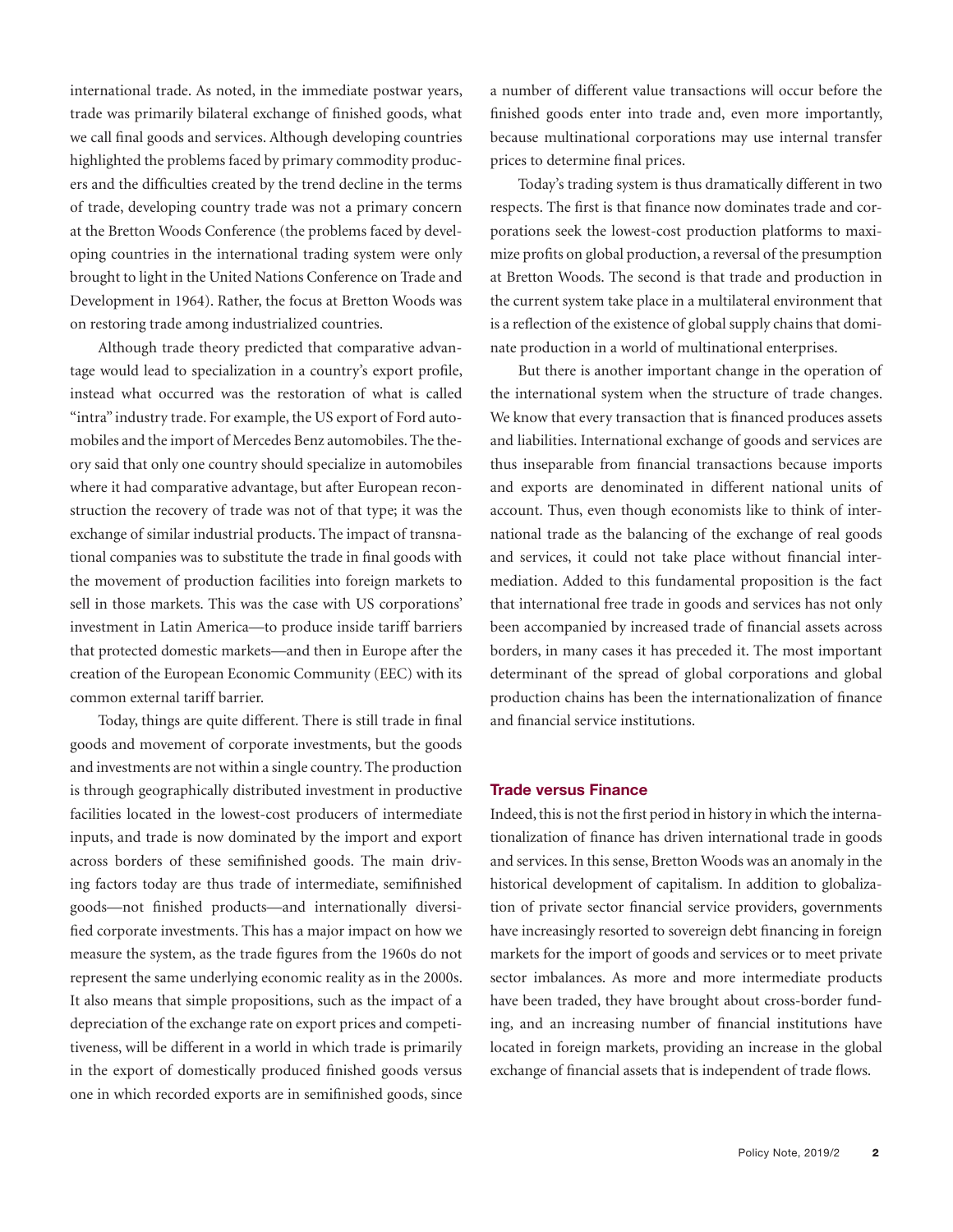international trade. As noted, in the immediate postwar years, trade was primarily bilateral exchange of finished goods, what we call final goods and services. Although developing countries highlighted the problems faced by primary commodity producers and the difficulties created by the trend decline in the terms of trade, developing country trade was not a primary concern at the Bretton Woods Conference (the problems faced by developing countries in the international trading system were only brought to light in the United Nations Conference on Trade and Development in 1964). Rather, the focus at Bretton Woods was on restoring trade among industrialized countries.

Although trade theory predicted that comparative advantage would lead to specialization in a country's export profile, instead what occurred was the restoration of what is called "intra" industry trade. For example, the US export of Ford automobiles and the import of Mercedes Benz automobiles. The theory said that only one country should specialize in automobiles where it had comparative advantage, but after European reconstruction the recovery of trade was not of that type; it was the exchange of similar industrial products. The impact of transnational companies was to substitute the trade in final goods with the movement of production facilities into foreign markets to sell in those markets. This was the case with US corporations' investment in Latin America—to produce inside tariff barriers that protected domestic markets—and then in Europe after the creation of the European Economic Community (EEC) with its common external tariff barrier.

Today, things are quite different. There is still trade in final goods and movement of corporate investments, but the goods and investments are not within a single country. The production is through geographically distributed investment in productive facilities located in the lowest-cost producers of intermediate inputs, and trade is now dominated by the import and export across borders of these semifinished goods. The main driving factors today are thus trade of intermediate, semifinished goods—not finished products—and internationally diversified corporate investments. This has a major impact on how we measure the system, as the trade figures from the 1960s do not represent the same underlying economic reality as in the 2000s. It also means that simple propositions, such as the impact of a depreciation of the exchange rate on export prices and competitiveness, will be different in a world in which trade is primarily in the export of domestically produced finished goods versus one in which recorded exports are in semifinished goods, since a number of different value transactions will occur before the finished goods enter into trade and, even more importantly, because multinational corporations may use internal transfer prices to determine final prices.

Today's trading system is thus dramatically different in two respects. The first is that finance now dominates trade and corporations seek the lowest-cost production platforms to maximize profits on global production, a reversal of the presumption at Bretton Woods. The second is that trade and production in the current system take place in a multilateral environment that is a reflection of the existence of global supply chains that dominate production in a world of multinational enterprises.

But there is another important change in the operation of the international system when the structure of trade changes. We know that every transaction that is financed produces assets and liabilities. International exchange of goods and services are thus inseparable from financial transactions because imports and exports are denominated in different national units of account. Thus, even though economists like to think of international trade as the balancing of the exchange of real goods and services, it could not take place without financial intermediation. Added to this fundamental proposition is the fact that international free trade in goods and services has not only been accompanied by increased trade of financial assets across borders, in many cases it has preceded it. The most important determinant of the spread of global corporations and global production chains has been the internationalization of finance and financial service institutions.

## Trade versus Finance

Indeed, this is not the first period in history in which the internationalization of finance has driven international trade in goods and services. In this sense, Bretton Woods was an anomaly in the historical development of capitalism. In addition to globalization of private sector financial service providers, governments have increasingly resorted to sovereign debt financing in foreign markets for the import of goods and services or to meet private sector imbalances. As more and more intermediate products have been traded, they have brought about cross-border funding, and an increasing number of financial institutions have located in foreign markets, providing an increase in the global exchange of financial assets that is independent of trade flows.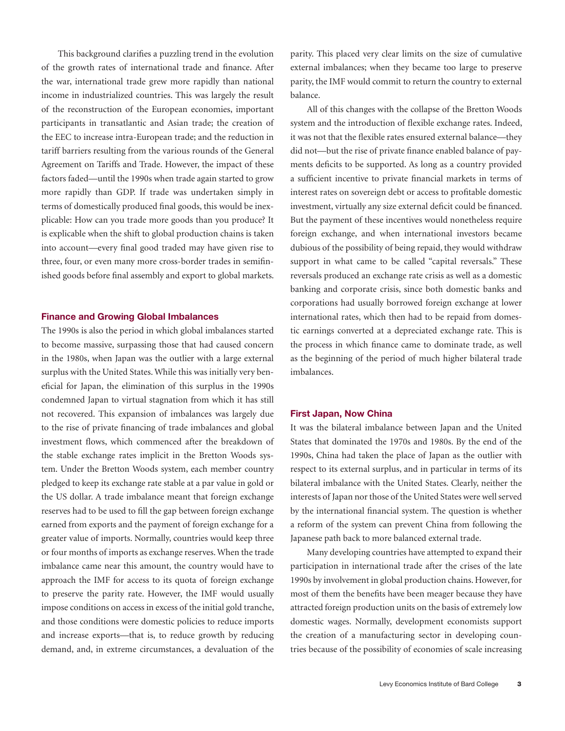This background clarifies a puzzling trend in the evolution of the growth rates of international trade and finance. After the war, international trade grew more rapidly than national income in industrialized countries. This was largely the result of the reconstruction of the European economies, important participants in transatlantic and Asian trade; the creation of the EEC to increase intra-European trade; and the reduction in tariff barriers resulting from the various rounds of the General Agreement on Tariffs and Trade. However, the impact of these factors faded—until the 1990s when trade again started to grow more rapidly than GDP. If trade was undertaken simply in terms of domestically produced final goods, this would be inexplicable: How can you trade more goods than you produce? It is explicable when the shift to global production chains is taken into account—every final good traded may have given rise to three, four, or even many more cross-border trades in semifinished goods before final assembly and export to global markets.

## Finance and Growing Global Imbalances

The 1990s is also the period in which global imbalances started to become massive, surpassing those that had caused concern in the 1980s, when Japan was the outlier with a large external surplus with the United States. While this was initially very beneficial for Japan, the elimination of this surplus in the 1990s condemned Japan to virtual stagnation from which it has still not recovered. This expansion of imbalances was largely due to the rise of private financing of trade imbalances and global investment flows, which commenced after the breakdown of the stable exchange rates implicit in the Bretton Woods system. Under the Bretton Woods system, each member country pledged to keep its exchange rate stable at a par value in gold or the US dollar. A trade imbalance meant that foreign exchange reserves had to be used to fill the gap between foreign exchange earned from exports and the payment of foreign exchange for a greater value of imports. Normally, countries would keep three or four months of imports as exchange reserves. When the trade imbalance came near this amount, the country would have to approach the IMF for access to its quota of foreign exchange to preserve the parity rate. However, the IMF would usually impose conditions on access in excess of the initial gold tranche, and those conditions were domestic policies to reduce imports and increase exports—that is, to reduce growth by reducing demand, and, in extreme circumstances, a devaluation of the parity. This placed very clear limits on the size of cumulative external imbalances; when they became too large to preserve parity, the IMF would commit to return the country to external balance.

All of this changes with the collapse of the Bretton Woods system and the introduction of flexible exchange rates. Indeed, it was not that the flexible rates ensured external balance—they did not—but the rise of private finance enabled balance of payments deficits to be supported. As long as a country provided a sufficient incentive to private financial markets in terms of interest rates on sovereign debt or access to profitable domestic investment, virtually any size external deficit could be financed. But the payment of these incentives would nonetheless require foreign exchange, and when international investors became dubious of the possibility of being repaid, they would withdraw support in what came to be called "capital reversals." These reversals produced an exchange rate crisis as well as a domestic banking and corporate crisis, since both domestic banks and corporations had usually borrowed foreign exchange at lower international rates, which then had to be repaid from domestic earnings converted at a depreciated exchange rate. This is the process in which finance came to dominate trade, as well as the beginning of the period of much higher bilateral trade imbalances.

## First Japan, Now China

It was the bilateral imbalance between Japan and the United States that dominated the 1970s and 1980s. By the end of the 1990s, China had taken the place of Japan as the outlier with respect to its external surplus, and in particular in terms of its bilateral imbalance with the United States. Clearly, neither the interests of Japan nor those of the United States were well served by the international financial system. The question is whether a reform of the system can prevent China from following the Japanese path back to more balanced external trade.

Many developing countries have attempted to expand their participation in international trade after the crises of the late 1990s by involvement in global production chains. However, for most of them the benefits have been meager because they have attracted foreign production units on the basis of extremely low domestic wages. Normally, development economists support the creation of a manufacturing sector in developing countries because of the possibility of economies of scale increasing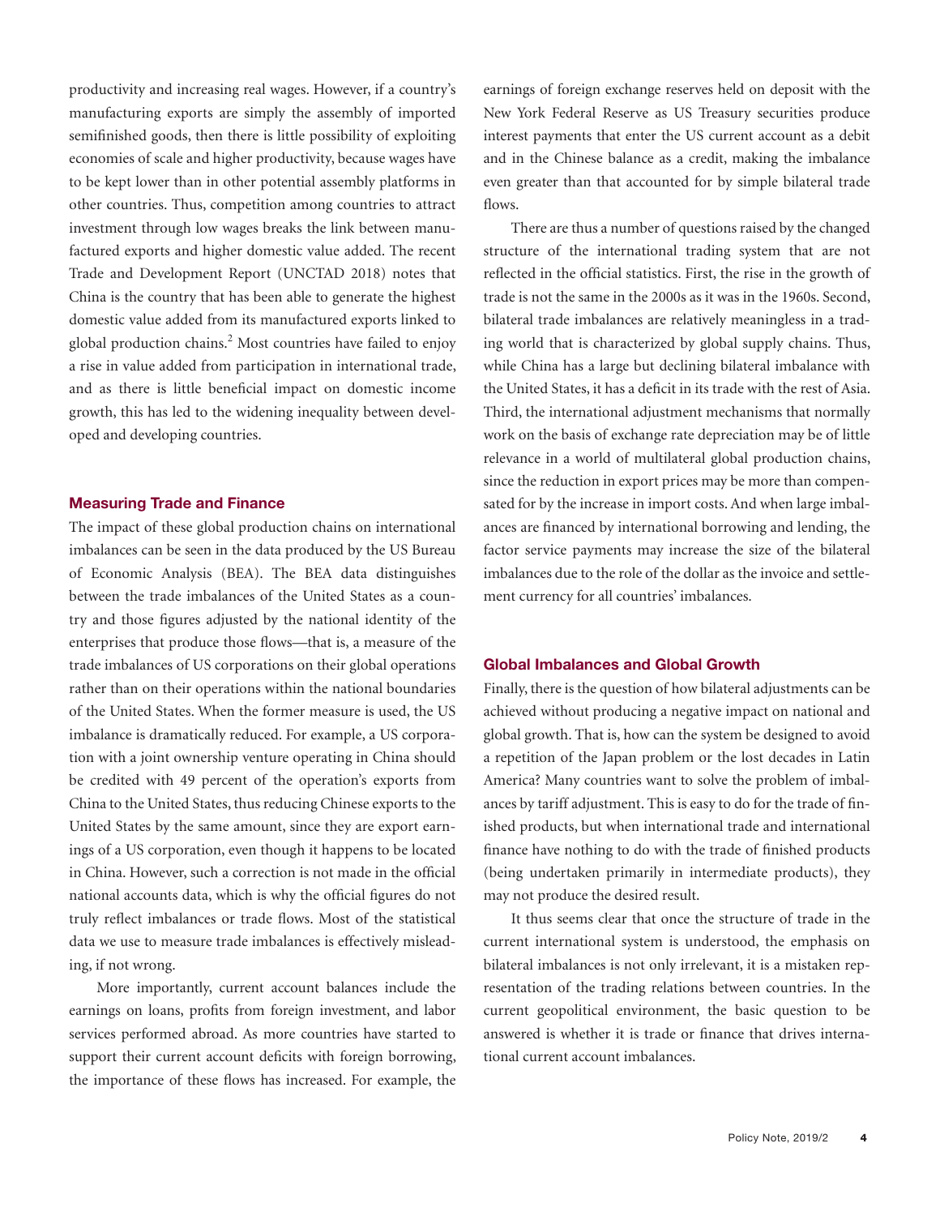productivity and increasing real wages. However, if a country's manufacturing exports are simply the assembly of imported semifinished goods, then there is little possibility of exploiting economies of scale and higher productivity, because wages have to be kept lower than in other potential assembly platforms in other countries. Thus, competition among countries to attract investment through low wages breaks the link between manufactured exports and higher domestic value added. The recent Trade and Development Report (UNCTAD 2018) notes that China is the country that has been able to generate the highest domestic value added from its manufactured exports linked to global production chains.[2] Most countries have failed to enjoy a rise in value added from participation in international trade, and as there is little beneficial impact on domestic income growth, this has led to the widening inequality between developed and developing countries.

## Measuring Trade and Finance

The impact of these global production chains on international imbalances can be seen in the data produced by the US Bureau of Economic Analysis (BEA). The BEA data distinguishes between the trade imbalances of the United States as a country and those figures adjusted by the national identity of the enterprises that produce those flows—that is, a measure of the trade imbalances of US corporations on their global operations rather than on their operations within the national boundaries of the United States. When the former measure is used, the US imbalance is dramatically reduced. For example, a US corporation with a joint ownership venture operating in China should be credited with 49 percent of the operation's exports from China to the United States, thus reducing Chinese exports to the United States by the same amount, since they are export earnings of a US corporation, even though it happens to be located in China. However, such a correction is not made in the official national accounts data, which is why the official figures do not truly reflect imbalances or trade flows. Most of the statistical data we use to measure trade imbalances is effectively misleading, if not wrong.

More importantly, current account balances include the earnings on loans, profits from foreign investment, and labor services performed abroad. As more countries have started to support their current account deficits with foreign borrowing, the importance of these flows has increased. For example, the earnings of foreign exchange reserves held on deposit with the New York Federal Reserve as US Treasury securities produce interest payments that enter the US current account as a debit and in the Chinese balance as a credit, making the imbalance even greater than that accounted for by simple bilateral trade flows.

There are thus a number of questions raised by the changed structure of the international trading system that are not reflected in the official statistics. First, the rise in the growth of trade is not the same in the 2000s as it was in the 1960s. Second, bilateral trade imbalances are relatively meaningless in a trading world that is characterized by global supply chains. Thus, while China has a large but declining bilateral imbalance with the United States, it has a deficit in its trade with the rest of Asia. Third, the international adjustment mechanisms that normally work on the basis of exchange rate depreciation may be of little relevance in a world of multilateral global production chains, since the reduction in export prices may be more than compensated for by the increase in import costs. And when large imbalances are financed by international borrowing and lending, the factor service payments may increase the size of the bilateral imbalances due to the role of the dollar as the invoice and settlement currency for all countries' imbalances.

## Global Imbalances and Global Growth

Finally, there is the question of how bilateral adjustments can be achieved without producing a negative impact on national and global growth. That is, how can the system be designed to avoid a repetition of the Japan problem or the lost decades in Latin America? Many countries want to solve the problem of imbalances by tariff adjustment. This is easy to do for the trade of finished products, but when international trade and international finance have nothing to do with the trade of finished products (being undertaken primarily in intermediate products), they may not produce the desired result.

It thus seems clear that once the structure of trade in the current international system is understood, the emphasis on bilateral imbalances is not only irrelevant, it is a mistaken representation of the trading relations between countries. In the current geopolitical environment, the basic question to be answered is whether it is trade or finance that drives international current account imbalances.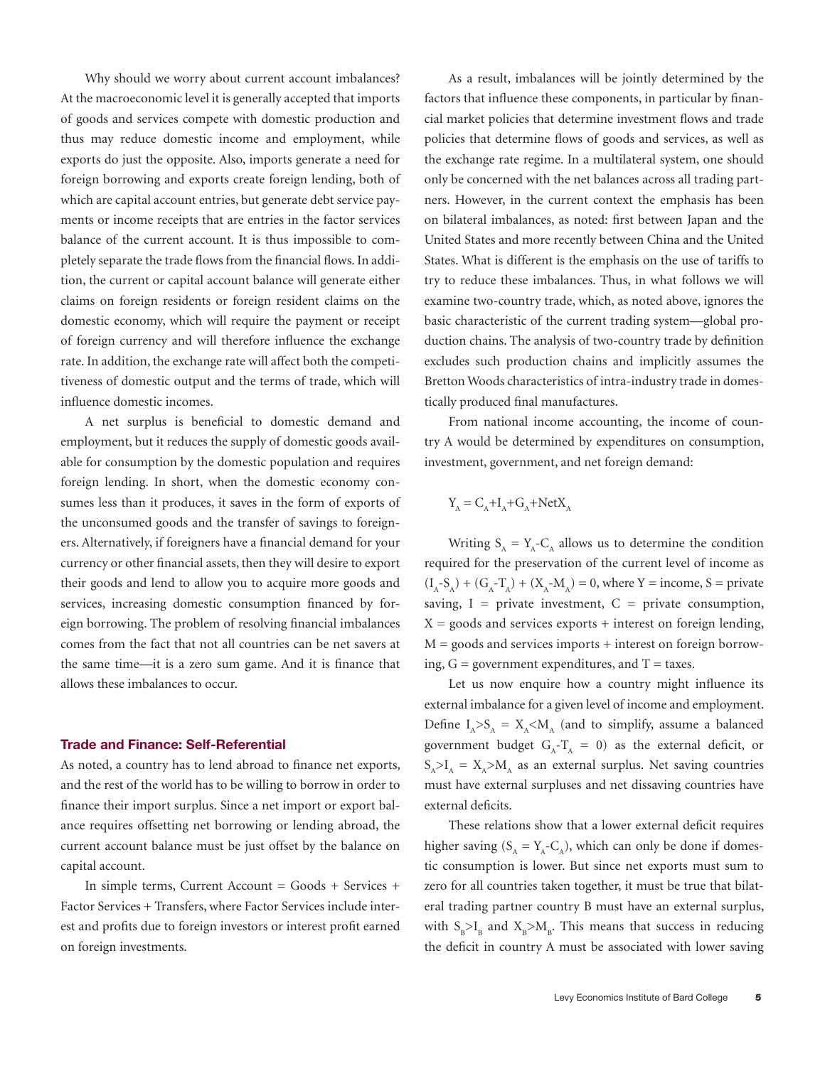Why should we worry about current account imbalances? At the macroeconomic level it is generally accepted that imports of goods and services compete with domestic production and thus may reduce domestic income and employment, while exports do just the opposite. Also, imports generate a need for foreign borrowing and exports create foreign lending, both of which are capital account entries, but generate debt service payments or income receipts that are entries in the factor services balance of the current account. It is thus impossible to completely separate the trade flows from the financial flows. In addition, the current or capital account balance will generate either claims on foreign residents or foreign resident claims on the domestic economy, which will require the payment or receipt of foreign currency and will therefore influence the exchange rate. In addition, the exchange rate will affect both the competitiveness of domestic output and the terms of trade, which will influence domestic incomes.

A net surplus is beneficial to domestic demand and employment, but it reduces the supply of domestic goods available for consumption by the domestic population and requires foreign lending. In short, when the domestic economy consumes less than it produces, it saves in the form of exports of the unconsumed goods and the transfer of savings to foreigners. Alternatively, if foreigners have a financial demand for your currency or other financial assets, then they will desire to export their goods and lend to allow you to acquire more goods and services, increasing domestic consumption financed by foreign borrowing. The problem of resolving financial imbalances comes from the fact that not all countries can be net savers at the same time—it is a zero sum game. And it is finance that allows these imbalances to occur.

### Trade and Finance: Self-Referential

As noted, a country has to lend abroad to finance net exports, and the rest of the world has to be willing to borrow in order to finance their import surplus. Since a net import or export balance requires offsetting net borrowing or lending abroad, the current account balance must be just offset by the balance on capital account.

In simple terms, Current Account = Goods + Services + Factor Services + Transfers, where Factor Services include interest and profits due to foreign investors or interest profit earned on foreign investments.

As a result, imbalances will be jointly determined by the factors that influence these components, in particular by financial market policies that determine investment flows and trade policies that determine flows of goods and services, as well as the exchange rate regime. In a multilateral system, one should only be concerned with the net balances across all trading partners. However, in the current context the emphasis has been on bilateral imbalances, as noted: first between Japan and the United States and more recently between China and the United States. What is different is the emphasis on the use of tariffs to try to reduce these imbalances. Thus, in what follows we will examine two-country trade, which, as noted above, ignores the basic characteristic of the current trading system—global production chains. The analysis of two-country trade by definition excludes such production chains and implicitly assumes the Bretton Woods characteristics of intra-industry trade in domestically produced final manufactures.

From national income accounting, the income of country A would be determined by expenditures on consumption, investment, government, and net foreign demand:

$$Y_A = C_A + I_A + G_A + NetX_A$$

Writing $S_A = Y_A - C_A$ allows us to determine the condition required for the preservation of the current level of income as $(I_A - S_A) + (G_A - T_A) + (X_A - M_A) = 0$, where Y = income, S = private saving, I = private investment, C = private consumption, X = goods and services exports + interest on foreign lending, M = goods and services imports + interest on foreign borrowing, G = government expenditures, and T = taxes.

Let us now enquire how a country might influence its external imbalance for a given level of income and employment. Define $I_A > S_A = X_A < M_A$ (and to simplify, assume a balanced government budget $G_A - T_A = 0$) as the external deficit, or $S_A > I_A = X_A > M_A$ as an external surplus. Net saving countries must have external surpluses and net dissaving countries have external deficits.

These relations show that a lower external deficit requires higher saving ($S_A = Y_A - C_A$), which can only be done if domestic consumption is lower. But since net exports must sum to zero for all countries taken together, it must be true that bilateral trading partner country B must have an external surplus, with $S_B > I_B$ and $X_B > M_B$. This means that success in reducing the deficit in country A must be associated with lower saving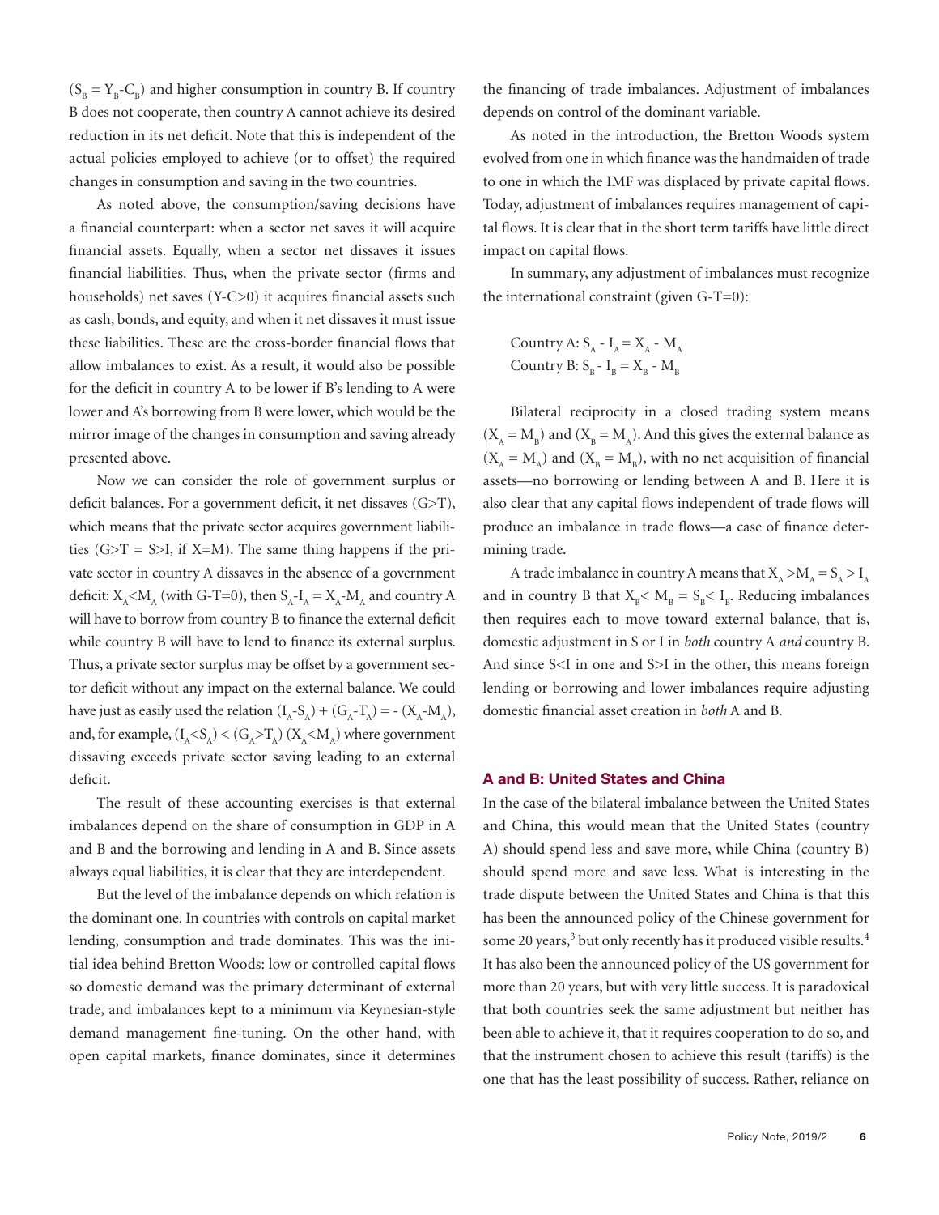($S_B = Y_B\text{-}C_B$) and higher consumption in country B. If country B does not cooperate, then country A cannot achieve its desired reduction in its net deficit. Note that this is independent of the actual policies employed to achieve (or to offset) the required changes in consumption and saving in the two countries.

As noted above, the consumption/saving decisions have a financial counterpart: when a sector net saves it will acquire financial assets. Equally, when a sector net dissaves it issues financial liabilities. Thus, when the private sector (firms and households) net saves ($Y\text{-}C>0$) it acquires financial assets such as cash, bonds, and equity, and when it net dissaves it must issue these liabilities. These are the cross-border financial flows that allow imbalances to exist. As a result, it would also be possible for the deficit in country A to be lower if B's lending to A were lower and A's borrowing from B were lower, which would be the mirror image of the changes in consumption and saving already presented above.

Now we can consider the role of government surplus or deficit balances. For a government deficit, it net dissaves ($G>T$), which means that the private sector acquires government liabilities ($G>T = S>I$, if $X=M$). The same thing happens if the private sector in country A dissaves in the absence of a government deficit: $X_A<M_A$ (with $G\text{-}T=0$), then $S_A\text{-}I_A = X_A\text{-}M_A$ and country A will have to borrow from country B to finance the external deficit while country B will have to lend to finance its external surplus. Thus, a private sector surplus may be offset by a government sector deficit without any impact on the external balance. We could have just as easily used the relation $(I_A\text{-}S_A) + (G_A\text{-}T_A) = -(X_A\text{-}M_A)$, and, for example, $(I_A<S_A) < (G_A>T_A)\ (X_A<M_A)$ where government dissaving exceeds private sector saving leading to an external deficit.

The result of these accounting exercises is that external imbalances depend on the share of consumption in GDP in A and B and the borrowing and lending in A and B. Since assets always equal liabilities, it is clear that they are interdependent.

But the level of the imbalance depends on which relation is the dominant one. In countries with controls on capital market lending, consumption and trade dominates. This was the initial idea behind Bretton Woods: low or controlled capital flows so domestic demand was the primary determinant of external trade, and imbalances kept to a minimum via Keynesian-style demand management fine-tuning. On the other hand, with open capital markets, finance dominates, since it determines the financing of trade imbalances. Adjustment of imbalances depends on control of the dominant variable.

As noted in the introduction, the Bretton Woods system evolved from one in which finance was the handmaiden of trade to one in which the IMF was displaced by private capital flows. Today, adjustment of imbalances requires management of capital flows. It is clear that in the short term tariffs have little direct impact on capital flows.

In summary, any adjustment of imbalances must recognize the international constraint (given $G\text{-}T=0$):

Country A: $S_A - I_A = X_A - M_A$
Country B: $S_B - I_B = X_B - M_B$

Bilateral reciprocity in a closed trading system means ($X_A = M_B$) and ($X_B = M_A$). And this gives the external balance as ($X_A = M_A$) and ($X_B = M_B$), with no net acquisition of financial assets—no borrowing or lending between A and B. Here it is also clear that any capital flows independent of trade flows will produce an imbalance in trade flows—a case of finance determining trade.

A trade imbalance in country A means that $X_A > M_A = S_A > I_A$ and in country B that $X_B < M_B = S_B < I_B$. Reducing imbalances then requires each to move toward external balance, that is, domestic adjustment in S or I in *both* country A *and* country B. And since $S<I$ in one and $S>I$ in the other, this means foreign lending or borrowing and lower imbalances require adjusting domestic financial asset creation in *both* A and B.

## A and B: United States and China

In the case of the bilateral imbalance between the United States and China, this would mean that the United States (country A) should spend less and save more, while China (country B) should spend more and save less. What is interesting in the trade dispute between the United States and China is that this has been the announced policy of the Chinese government for some 20 years,[3] but only recently has it produced visible results.[4] It has also been the announced policy of the US government for more than 20 years, but with very little success. It is paradoxical that both countries seek the same adjustment but neither has been able to achieve it, that it requires cooperation to do so, and that the instrument chosen to achieve this result (tariffs) is the one that has the least possibility of success. Rather, reliance on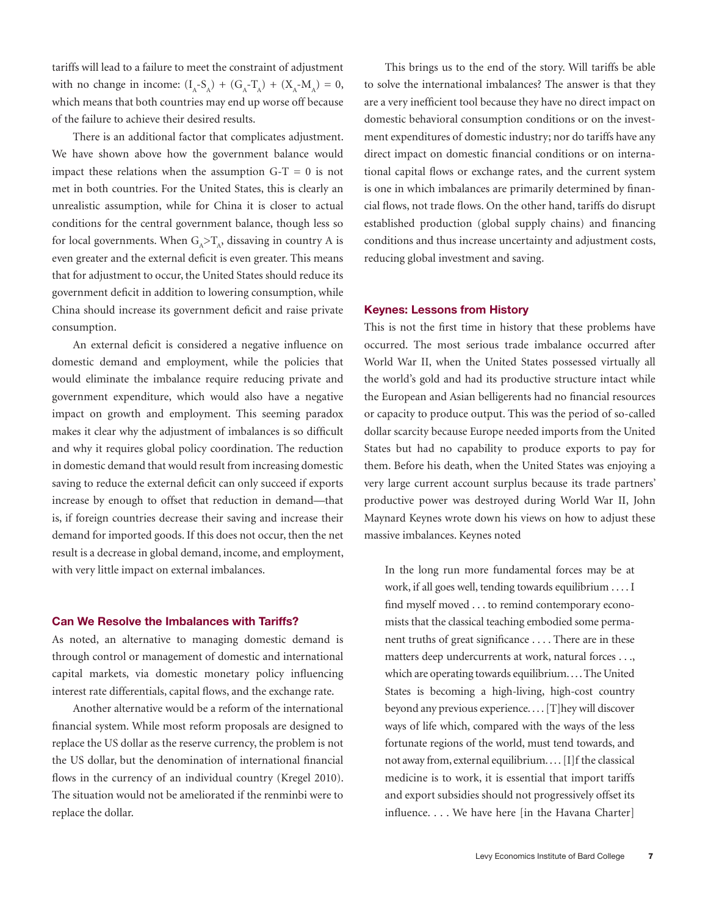tariffs will lead to a failure to meet the constraint of adjustment with no change in income: $(I_A\text{-}S_A) + (G_A\text{-}T_A) + (X_A\text{-}M_A) = 0$, which means that both countries may end up worse off because of the failure to achieve their desired results.

There is an additional factor that complicates adjustment. We have shown above how the government balance would impact these relations when the assumption $G\text{-}T = 0$ is not met in both countries. For the United States, this is clearly an unrealistic assumption, while for China it is closer to actual conditions for the central government balance, though less so for local governments. When $G_A>T_A$, dissaving in country A is even greater and the external deficit is even greater. This means that for adjustment to occur, the United States should reduce its government deficit in addition to lowering consumption, while China should increase its government deficit and raise private consumption.

An external deficit is considered a negative influence on domestic demand and employment, while the policies that would eliminate the imbalance require reducing private and government expenditure, which would also have a negative impact on growth and employment. This seeming paradox makes it clear why the adjustment of imbalances is so difficult and why it requires global policy coordination. The reduction in domestic demand that would result from increasing domestic saving to reduce the external deficit can only succeed if exports increase by enough to offset that reduction in demand—that is, if foreign countries decrease their saving and increase their demand for imported goods. If this does not occur, then the net result is a decrease in global demand, income, and employment, with very little impact on external imbalances.

## Can We Resolve the Imbalances with Tariffs?

As noted, an alternative to managing domestic demand is through control or management of domestic and international capital markets, via domestic monetary policy influencing interest rate differentials, capital flows, and the exchange rate.

Another alternative would be a reform of the international financial system. While most reform proposals are designed to replace the US dollar as the reserve currency, the problem is not the US dollar, but the denomination of international financial flows in the currency of an individual country (Kregel 2010). The situation would not be ameliorated if the renminbi were to replace the dollar.

This brings us to the end of the story. Will tariffs be able to solve the international imbalances? The answer is that they are a very inefficient tool because they have no direct impact on domestic behavioral consumption conditions or on the investment expenditures of domestic industry; nor do tariffs have any direct impact on domestic financial conditions or on international capital flows or exchange rates, and the current system is one in which imbalances are primarily determined by financial flows, not trade flows. On the other hand, tariffs do disrupt established production (global supply chains) and financing conditions and thus increase uncertainty and adjustment costs, reducing global investment and saving.

## Keynes: Lessons from History

This is not the first time in history that these problems have occurred. The most serious trade imbalance occurred after World War II, when the United States possessed virtually all the world's gold and had its productive structure intact while the European and Asian belligerents had no financial resources or capacity to produce output. This was the period of so-called dollar scarcity because Europe needed imports from the United States but had no capability to produce exports to pay for them. Before his death, when the United States was enjoying a very large current account surplus because its trade partners' productive power was destroyed during World War II, John Maynard Keynes wrote down his views on how to adjust these massive imbalances. Keynes noted

> In the long run more fundamental forces may be at work, if all goes well, tending towards equilibrium . . . . I find myself moved . . . to remind contemporary economists that the classical teaching embodied some permanent truths of great significance . . . . There are in these matters deep undercurrents at work, natural forces . . ., which are operating towards equilibrium. . . . The United States is becoming a high-living, high-cost country beyond any previous experience. . . . [T]hey will discover ways of life which, compared with the ways of the less fortunate regions of the world, must tend towards, and not away from, external equilibrium. . . . [I]f the classical medicine is to work, it is essential that import tariffs and export subsidies should not progressively offset its influence. . . . We have here [in the Havana Charter]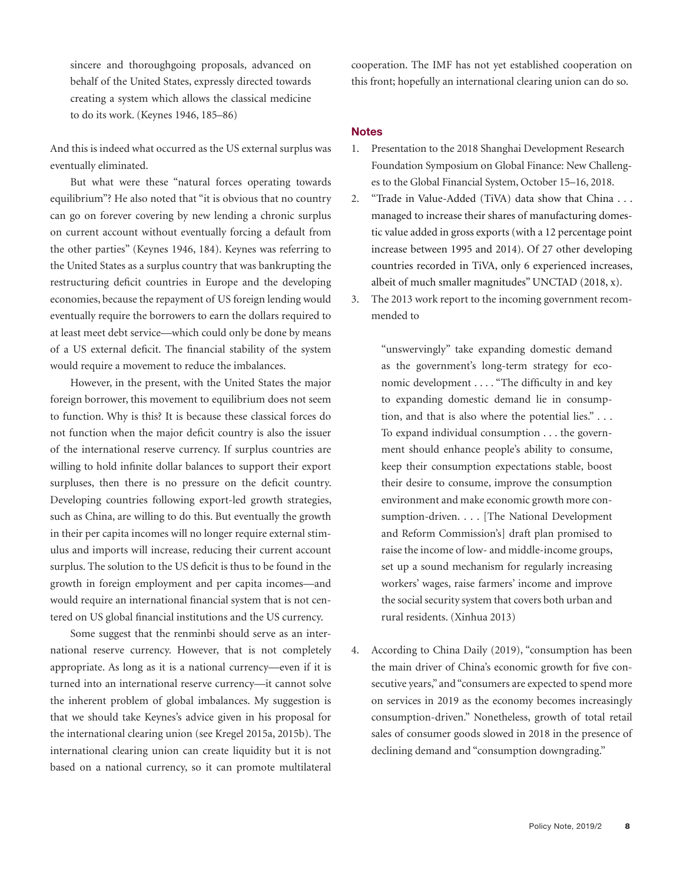> sincere and thoroughgoing proposals, advanced on behalf of the United States, expressly directed towards creating a system which allows the classical medicine to do its work. (Keynes 1946, 185–86)

And this is indeed what occurred as the US external surplus was eventually eliminated.

But what were these "natural forces operating towards equilibrium"? He also noted that "it is obvious that no country can go on forever covering by new lending a chronic surplus on current account without eventually forcing a default from the other parties" (Keynes 1946, 184). Keynes was referring to the United States as a surplus country that was bankrupting the restructuring deficit countries in Europe and the developing economies, because the repayment of US foreign lending would eventually require the borrowers to earn the dollars required to at least meet debt service—which could only be done by means of a US external deficit. The financial stability of the system would require a movement to reduce the imbalances.

However, in the present, with the United States the major foreign borrower, this movement to equilibrium does not seem to function. Why is this? It is because these classical forces do not function when the major deficit country is also the issuer of the international reserve currency. If surplus countries are willing to hold infinite dollar balances to support their export surpluses, then there is no pressure on the deficit country. Developing countries following export-led growth strategies, such as China, are willing to do this. But eventually the growth in their per capita incomes will no longer require external stimulus and imports will increase, reducing their current account surplus. The solution to the US deficit is thus to be found in the growth in foreign employment and per capita incomes—and would require an international financial system that is not centered on US global financial institutions and the US currency.

Some suggest that the renminbi should serve as an international reserve currency. However, that is not completely appropriate. As long as it is a national currency—even if it is turned into an international reserve currency—it cannot solve the inherent problem of global imbalances. My suggestion is that we should take Keynes's advice given in his proposal for the international clearing union (see Kregel 2015a, 2015b). The international clearing union can create liquidity but it is not based on a national currency, so it can promote multilateral cooperation. The IMF has not yet established cooperation on this front; hopefully an international clearing union can do so.

## Notes

1. Presentation to the 2018 Shanghai Development Research Foundation Symposium on Global Finance: New Challenges to the Global Financial System, October 15–16, 2018.
2. "Trade in Value-Added (TiVA) data show that China . . . managed to increase their shares of manufacturing domestic value added in gross exports (with a 12 percentage point increase between 1995 and 2014). Of 27 other developing countries recorded in TiVA, only 6 experienced increases, albeit of much smaller magnitudes" UNCTAD (2018, x).
3. The 2013 work report to the incoming government recommended to

   > "unswervingly" take expanding domestic demand as the government's long-term strategy for economic development . . . . "The difficulty in and key to expanding domestic demand lie in consumption, and that is also where the potential lies." . . . To expand individual consumption . . . the government should enhance people's ability to consume, keep their consumption expectations stable, boost their desire to consume, improve the consumption environment and make economic growth more consumption-driven. . . . [The National Development and Reform Commission's] draft plan promised to raise the income of low- and middle-income groups, set up a sound mechanism for regularly increasing workers' wages, raise farmers' income and improve the social security system that covers both urban and rural residents. (Xinhua 2013)

4. According to China Daily (2019), "consumption has been the main driver of China's economic growth for five consecutive years," and "consumers are expected to spend more on services in 2019 as the economy becomes increasingly consumption-driven." Nonetheless, growth of total retail sales of consumer goods slowed in 2018 in the presence of declining demand and "consumption downgrading."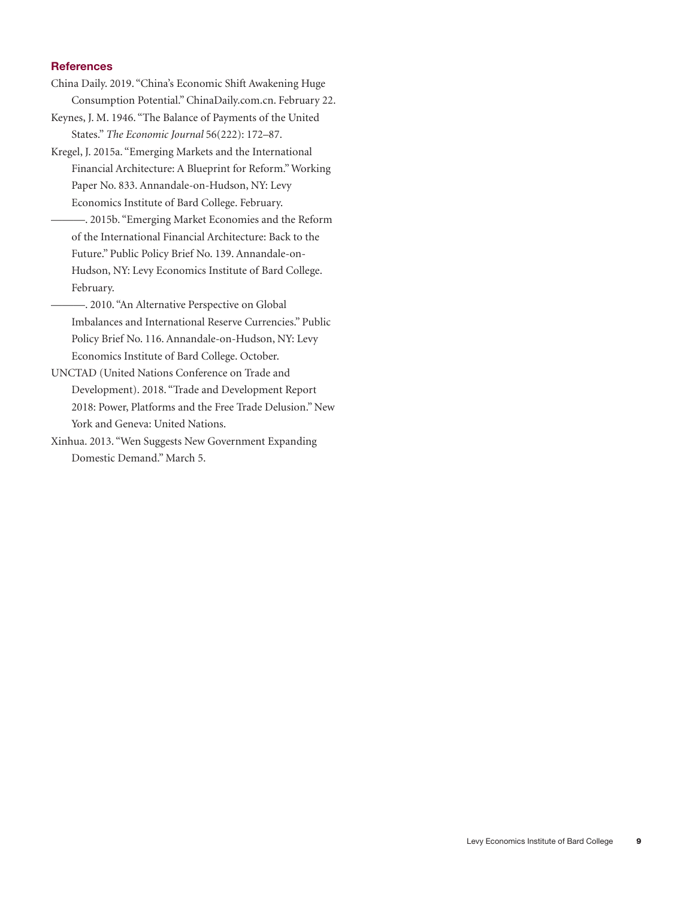## References

China Daily. 2019. "China's Economic Shift Awakening Huge Consumption Potential." ChinaDaily.com.cn. February 22.

Keynes, J. M. 1946. "The Balance of Payments of the United States." *The Economic Journal* 56(222): 172–87.

Kregel, J. 2015a. "Emerging Markets and the International Financial Architecture: A Blueprint for Reform." Working Paper No. 833. Annandale-on-Hudson, NY: Levy Economics Institute of Bard College. February.

———. 2015b. "Emerging Market Economies and the Reform of the International Financial Architecture: Back to the Future." Public Policy Brief No. 139. Annandale-on-Hudson, NY: Levy Economics Institute of Bard College. February.

———. 2010. "An Alternative Perspective on Global Imbalances and International Reserve Currencies." Public Policy Brief No. 116. Annandale-on-Hudson, NY: Levy Economics Institute of Bard College. October.

UNCTAD (United Nations Conference on Trade and Development). 2018. "Trade and Development Report 2018: Power, Platforms and the Free Trade Delusion." New York and Geneva: United Nations.

Xinhua. 2013. "Wen Suggests New Government Expanding Domestic Demand." March 5.